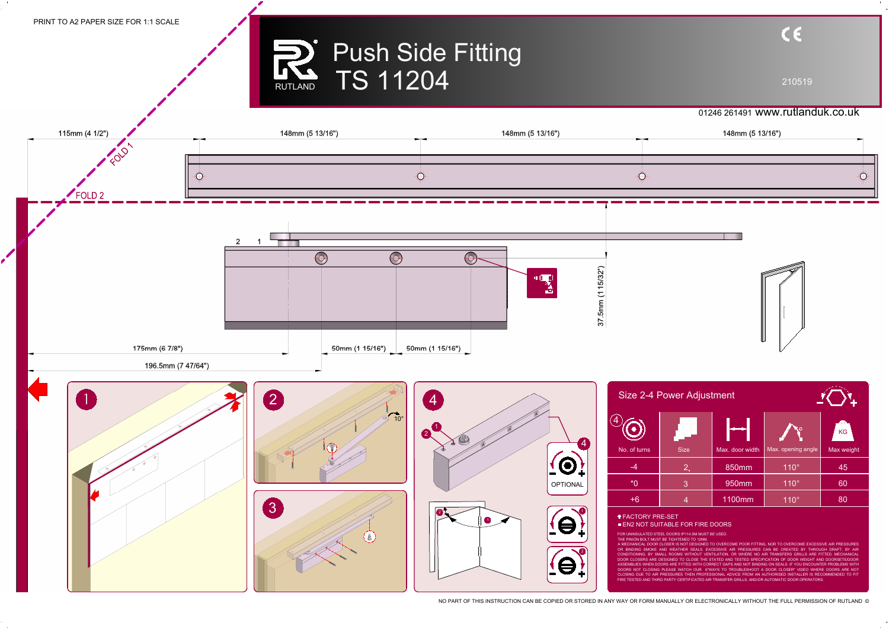PRINT TO A2 PAPER SIZE FOR 1:1 SCALE

# Push Side Fitting TS 11204

RUTLAND

210519

01246 261491 www.rutlanduk.co.uk

115mm (4 1/2")

148mm (5 13/16")

148mm (5 13/16")

148mm (5 13/16")

FOLD 1

FOLD 2

2 1

37.5mm (1 15/32")

175mm (6 7/8")

50mm (1 15/16")

50mm (1 15/16")

196.5mm (7 47/64")

1

2

10°

3

4

OPTIONAL

## Size 2-4 Power Adjustment

| No. of turns | Size | Max. door width | Max. opening angle | Max weight |
|---|---|---|---|---|
| -4 | 2 | 850mm | 110° | 45 |
| *0 | 3 | 950mm | 110° | 60 |
| +6 | 4 | 1100mm | 110° | 80 |

* FACTORY PRE-SET

■ EN2 NOT SUITABLE FOR FIRE DOORS

FOR UNINSULATED STEEL DOORS IP114.SM MUST BE USED.

THE PINION BOLT MUST BE TIGHTENED TO 12NM.

A MECHANICAL DOOR CLOSER IS NOT DESIGNED TO OVERCOME POOR FITTING, NOR TO OVERCOME EXCESSIVE AIR PRESSURES OR BINDING SMOKE AND WEATHER SEALS. EXCESSIVE AIR PRESSURES CAN BE CREATED BY THROUGH DRAFT, BY AIR CONDITIONING, BY SMALL ROOMS WITHOUT VENTILATION, OR WHERE NO AIR TRANSFERS GRILLS ARE FITTED. MECHANICAL DOOR CLOSERS ARE DESIGNED TO CLOSE THE STATED AND TESTED SPECIFICATION OF DOOR WEIGHT AND DOORSETS/DOOR ASSEMBLIES WHEN DOORS ARE FITTED WITH CORRECT GAPS AND NOT BINDING ON SEALS. IF YOU ENCOUNTER PROBLEMS WITH DOORS NOT CLOSING PLEASE WATCH OUR 6"WAYS TO TROUBLESHOOT A DOOR CLOSER" VIDEO WHERE DOORS ARE NOT CLOSING DUE TO AIR PRESSURES THEN PROFESSIONAL ADVICE FROM AN AUTHORISED INSTALLER IS RECOMMENDED TO FIT FIRE TESTED AND THIRD PARTY CERTIFICATED AIR TRANSFER GRILLS, AND/OR AUTOMATIC DOOR OPERATORS.

NO PART OF THIS INSTRUCTION CAN BE COPIED OR STORED IN ANY WAY OR FORM MANUALLY OR ELECTRONICALLY WITHOUT THE FULL PERMISSION OF RUTLAND ©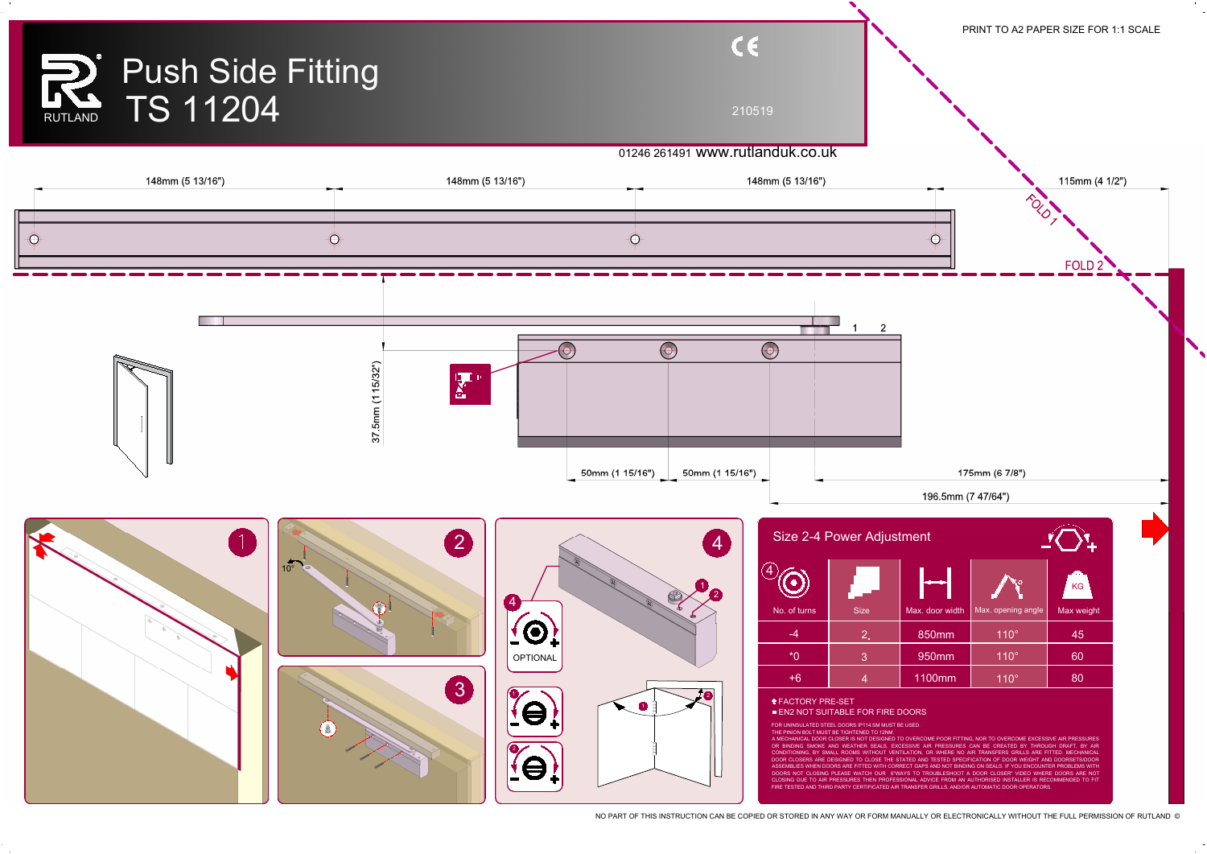# Push Side Fitting TS 11204

RUTLAND

210519

PRINT TO A2 PAPER SIZE FOR 1:1 SCALE

01246 261491 www.rutlanduk.co.uk

148mm (5 13/16")

148mm (5 13/16")

148mm (5 13/16")

115mm (4 1/2")

FOLD 1

FOLD 2

1 2

37.5mm (1 15/32")

50mm (1 15/16")

50mm (1 15/16")

175mm (6 7/8")

196.5mm (7 47/64")

1

2

10°

3

4

OPTIONAL

## Size 2-4 Power Adjustment

| No. of turns | Size | Max. door width | Max. opening angle | Max weight |
|---|---|---|---|---|
| -4 | 2 | 850mm | 110° | 45 |
| *0 | 3 | 950mm | 110° | 60 |
| +6 | 4 | 1100mm | 110° | 80 |

* FACTORY PRE-SET
■ EN2 NOT SUITABLE FOR FIRE DOORS

FOR UNINSULATED STEEL DOORS IP114.SM MUST BE USED.
THE PINION BOLT MUST BE TIGHTENED TO 12NM.
A MECHANICAL DOOR CLOSER IS NOT DESIGNED TO OVERCOME POOR FITTING, NOR TO OVERCOME EXCESSIVE AIR PRESSURES OR BINDING SMOKE AND WEATHER SEALS. EXCESSIVE AIR PRESSURES CAN BE CREATED BY THROUGH DRAFT, BY AIR CONDITIONING, BY SMALL ROOMS WITHOUT VENTILATION, OR WHERE NO AIR TRANSFERS GRILLS ARE FITTED. MECHANICAL DOOR CLOSERS ARE DESIGNED TO CLOSE THE STATED AND TESTED SPECIFICATION OF DOOR WEIGHT AND DOORSETS/DOOR ASSEMBLIES WHEN DOORS ARE FITTED WITH CORRECT GAPS AND NOT BINDING ON SEALS. IF YOU ENCOUNTER PROBLEMS WITH DOORS NOT CLOSING PLEASE WATCH OUR '6WAYS TO TROUBLESHOOT A DOOR CLOSER' VIDEO WHERE DOORS ARE NOT CLOSING DUE TO AIR PRESSURES THEN PROFESSIONAL ADVICE FROM AN AUTHORISED INSTALLER IS RECOMMENDED TO FIT FIRE TESTED AND THIRD PARTY CERTIFICATED AIR TRANSFER GRILLS, AND/OR AUTOMATIC DOOR OPERATORS.

NO PART OF THIS INSTRUCTION CAN BE COPIED OR STORED IN ANY WAY OR FORM MANUALLY OR ELECTRONICALLY WITHOUT THE FULL PERMISSION OF RUTLAND ©